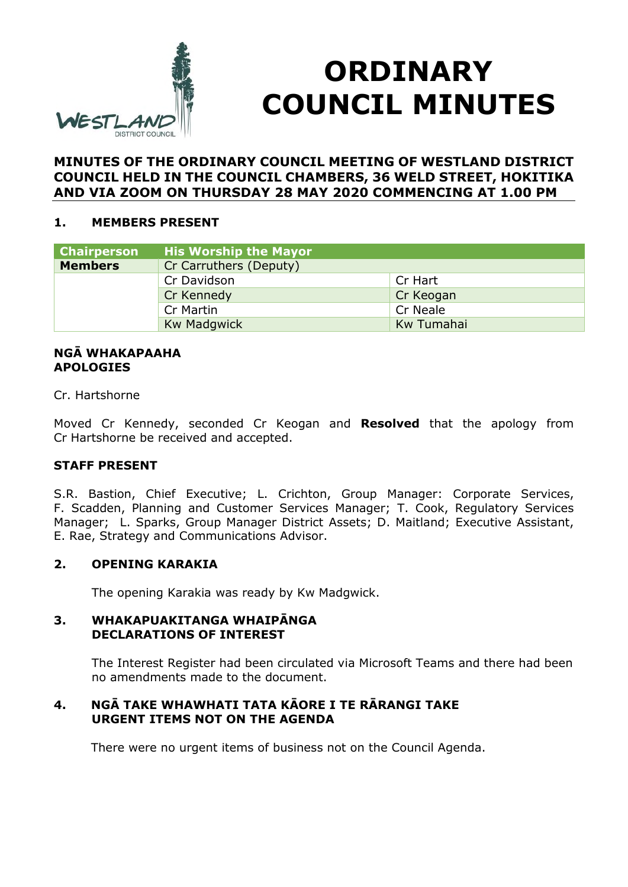# ORDINARY COUNCIL MINUTES

**MINUTES OF THE ORDINARY COUNCIL MEETING OF WESTLAND DISTRICT COUNCIL HELD IN THE COUNCIL CHAMBERS, 36 WELD STREET, HOKITIKA AND VIA ZOOM ON THURSDAY 28 MAY 2020 COMMENCING AT 1.00 PM**

## 1. MEMBERS PRESENT

| Chairperson | His Worship the Mayor | |
|---|---|---|
| **Members** | Cr Carruthers (Deputy) | |
| | Cr Davidson | Cr Hart |
| | Cr Kennedy | Cr Keogan |
| | Cr Martin | Cr Neale |
| | Kw Madgwick | Kw Tumahai |

### NGĀ WHAKAPAAHA APOLOGIES

Cr. Hartshorne

Moved Cr Kennedy, seconded Cr Keogan and **Resolved** that the apology from Cr Hartshorne be received and accepted.

### STAFF PRESENT

S.R. Bastion, Chief Executive; L. Crichton, Group Manager: Corporate Services, F. Scadden, Planning and Customer Services Manager; T. Cook, Regulatory Services Manager; L. Sparks, Group Manager District Assets; D. Maitland; Executive Assistant, E. Rae, Strategy and Communications Advisor.

## 2. OPENING KARAKIA

The opening Karakia was ready by Kw Madgwick.

## 3. WHAKAPUAKITANGA WHAIPĀNGA DECLARATIONS OF INTEREST

The Interest Register had been circulated via Microsoft Teams and there had been no amendments made to the document.

## 4. NGĀ TAKE WHAWHATI TATA KĀORE I TE RĀRANGI TAKE URGENT ITEMS NOT ON THE AGENDA

There were no urgent items of business not on the Council Agenda.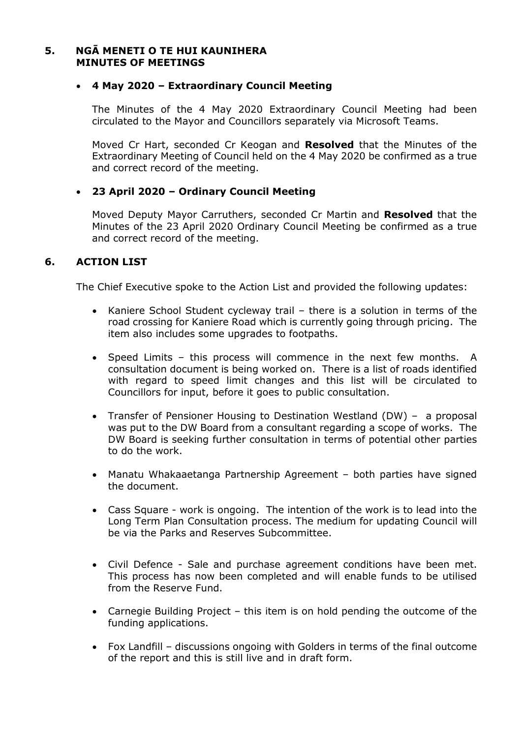## 5. NGĀ MENETI O TE HUI KAUNIHERA
## MINUTES OF MEETINGS

- **4 May 2020 – Extraordinary Council Meeting**

  The Minutes of the 4 May 2020 Extraordinary Council Meeting had been circulated to the Mayor and Councillors separately via Microsoft Teams.

  Moved Cr Hart, seconded Cr Keogan and **Resolved** that the Minutes of the Extraordinary Meeting of Council held on the 4 May 2020 be confirmed as a true and correct record of the meeting.

- **23 April 2020 – Ordinary Council Meeting**

  Moved Deputy Mayor Carruthers, seconded Cr Martin and **Resolved** that the Minutes of the 23 April 2020 Ordinary Council Meeting be confirmed as a true and correct record of the meeting.

## 6. ACTION LIST

The Chief Executive spoke to the Action List and provided the following updates:

- Kaniere School Student cycleway trail – there is a solution in terms of the road crossing for Kaniere Road which is currently going through pricing. The item also includes some upgrades to footpaths.

- Speed Limits – this process will commence in the next few months. A consultation document is being worked on. There is a list of roads identified with regard to speed limit changes and this list will be circulated to Councillors for input, before it goes to public consultation.

- Transfer of Pensioner Housing to Destination Westland (DW) – a proposal was put to the DW Board from a consultant regarding a scope of works. The DW Board is seeking further consultation in terms of potential other parties to do the work.

- Manatu Whakaaetanga Partnership Agreement – both parties have signed the document.

- Cass Square - work is ongoing. The intention of the work is to lead into the Long Term Plan Consultation process. The medium for updating Council will be via the Parks and Reserves Subcommittee.

- Civil Defence - Sale and purchase agreement conditions have been met. This process has now been completed and will enable funds to be utilised from the Reserve Fund.

- Carnegie Building Project – this item is on hold pending the outcome of the funding applications.

- Fox Landfill – discussions ongoing with Golders in terms of the final outcome of the report and this is still live and in draft form.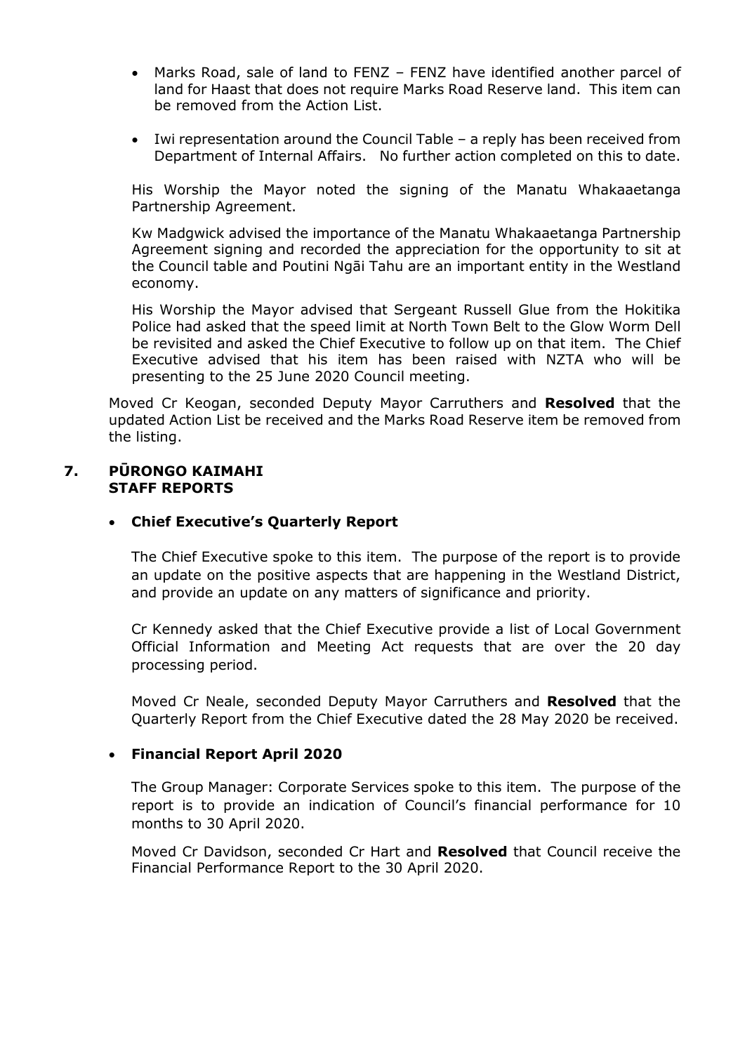- Marks Road, sale of land to FENZ – FENZ have identified another parcel of land for Haast that does not require Marks Road Reserve land. This item can be removed from the Action List.

- Iwi representation around the Council Table – a reply has been received from Department of Internal Affairs. No further action completed on this to date.

His Worship the Mayor noted the signing of the Manatu Whakaaetanga Partnership Agreement.

Kw Madgwick advised the importance of the Manatu Whakaaetanga Partnership Agreement signing and recorded the appreciation for the opportunity to sit at the Council table and Poutini Ngāi Tahu are an important entity in the Westland economy.

His Worship the Mayor advised that Sergeant Russell Glue from the Hokitika Police had asked that the speed limit at North Town Belt to the Glow Worm Dell be revisited and asked the Chief Executive to follow up on that item. The Chief Executive advised that his item has been raised with NZTA who will be presenting to the 25 June 2020 Council meeting.

Moved Cr Keogan, seconded Deputy Mayor Carruthers and **Resolved** that the updated Action List be received and the Marks Road Reserve item be removed from the listing.

## 7. PŪRONGO KAIMAHI STAFF REPORTS

- **Chief Executive's Quarterly Report**

  The Chief Executive spoke to this item. The purpose of the report is to provide an update on the positive aspects that are happening in the Westland District, and provide an update on any matters of significance and priority.

  Cr Kennedy asked that the Chief Executive provide a list of Local Government Official Information and Meeting Act requests that are over the 20 day processing period.

  Moved Cr Neale, seconded Deputy Mayor Carruthers and **Resolved** that the Quarterly Report from the Chief Executive dated the 28 May 2020 be received.

- **Financial Report April 2020**

  The Group Manager: Corporate Services spoke to this item. The purpose of the report is to provide an indication of Council's financial performance for 10 months to 30 April 2020.

  Moved Cr Davidson, seconded Cr Hart and **Resolved** that Council receive the Financial Performance Report to the 30 April 2020.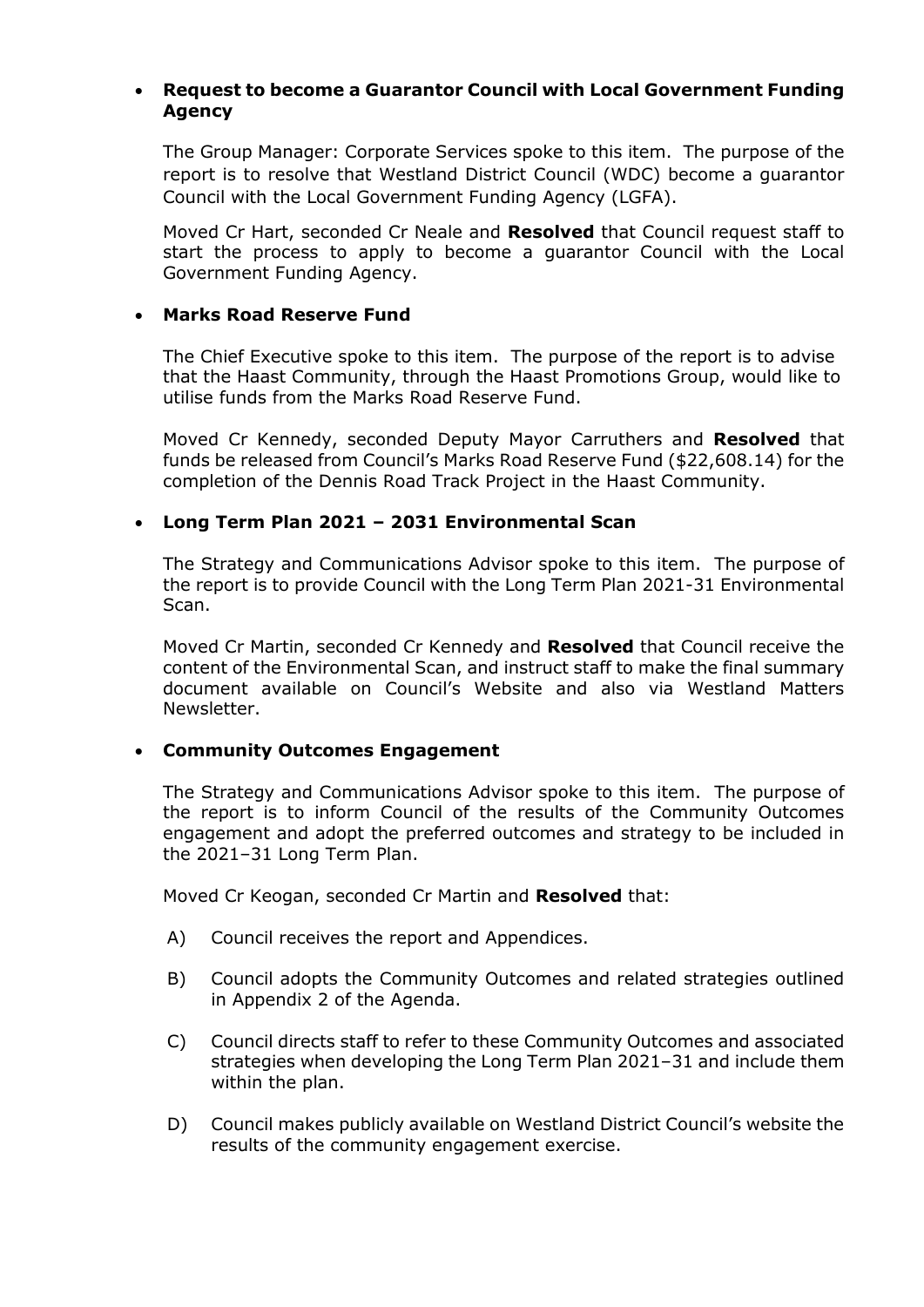- **Request to become a Guarantor Council with Local Government Funding Agency**

  The Group Manager: Corporate Services spoke to this item. The purpose of the report is to resolve that Westland District Council (WDC) become a guarantor Council with the Local Government Funding Agency (LGFA).

  Moved Cr Hart, seconded Cr Neale and **Resolved** that Council request staff to start the process to apply to become a guarantor Council with the Local Government Funding Agency.

- **Marks Road Reserve Fund**

  The Chief Executive spoke to this item. The purpose of the report is to advise that the Haast Community, through the Haast Promotions Group, would like to utilise funds from the Marks Road Reserve Fund.

  Moved Cr Kennedy, seconded Deputy Mayor Carruthers and **Resolved** that funds be released from Council's Marks Road Reserve Fund ($22,608.14) for the completion of the Dennis Road Track Project in the Haast Community.

- **Long Term Plan 2021 – 2031 Environmental Scan**

  The Strategy and Communications Advisor spoke to this item. The purpose of the report is to provide Council with the Long Term Plan 2021-31 Environmental Scan.

  Moved Cr Martin, seconded Cr Kennedy and **Resolved** that Council receive the content of the Environmental Scan, and instruct staff to make the final summary document available on Council's Website and also via Westland Matters Newsletter.

- **Community Outcomes Engagement**

  The Strategy and Communications Advisor spoke to this item. The purpose of the report is to inform Council of the results of the Community Outcomes engagement and adopt the preferred outcomes and strategy to be included in the 2021–31 Long Term Plan.

  Moved Cr Keogan, seconded Cr Martin and **Resolved** that:

  A) Council receives the report and Appendices.

  B) Council adopts the Community Outcomes and related strategies outlined in Appendix 2 of the Agenda.

  C) Council directs staff to refer to these Community Outcomes and associated strategies when developing the Long Term Plan 2021–31 and include them within the plan.

  D) Council makes publicly available on Westland District Council's website the results of the community engagement exercise.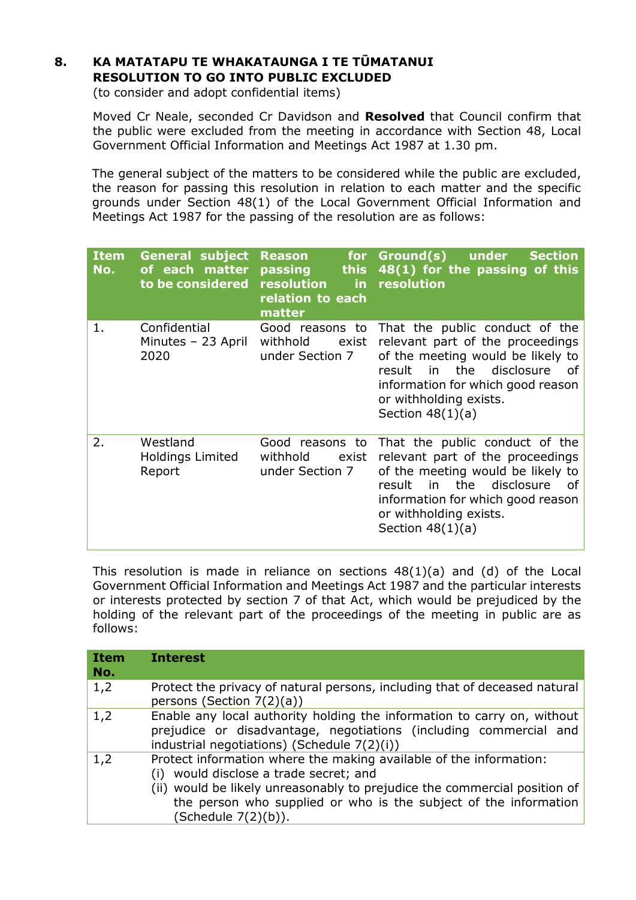## 8. KA MATATAPU TE WHAKATAUNGA I TE TŪMATANUI RESOLUTION TO GO INTO PUBLIC EXCLUDED

(to consider and adopt confidential items)

Moved Cr Neale, seconded Cr Davidson and **Resolved** that Council confirm that the public were excluded from the meeting in accordance with Section 48, Local Government Official Information and Meetings Act 1987 at 1.30 pm.

The general subject of the matters to be considered while the public are excluded, the reason for passing this resolution in relation to each matter and the specific grounds under Section 48(1) of the Local Government Official Information and Meetings Act 1987 for the passing of the resolution are as follows:

| Item No. | General subject of each matter to be considered | Reason for passing this resolution in relation to each matter | Ground(s) under Section 48(1) for the passing of this resolution |
|---|---|---|---|
| 1. | Confidential Minutes – 23 April 2020 | Good reasons to withhold exist under Section 7 | That the public conduct of the relevant part of the proceedings of the meeting would be likely to result in the disclosure of information for which good reason or withholding exists. Section 48(1)(a) |
| 2. | Westland Holdings Limited Report | Good reasons to withhold exist under Section 7 | That the public conduct of the relevant part of the proceedings of the meeting would be likely to result in the disclosure of information for which good reason or withholding exists. Section 48(1)(a) |

This resolution is made in reliance on sections 48(1)(a) and (d) of the Local Government Official Information and Meetings Act 1987 and the particular interests or interests protected by section 7 of that Act, which would be prejudiced by the holding of the relevant part of the proceedings of the meeting in public are as follows:

| Item No. | Interest |
|---|---|
| 1,2 | Protect the privacy of natural persons, including that of deceased natural persons (Section 7(2)(a)) |
| 1,2 | Enable any local authority holding the information to carry on, without prejudice or disadvantage, negotiations (including commercial and industrial negotiations) (Schedule 7(2)(i)) |
| 1,2 | Protect information where the making available of the information:<br>(i) would disclose a trade secret; and<br>(ii) would be likely unreasonably to prejudice the commercial position of the person who supplied or who is the subject of the information (Schedule 7(2)(b)). |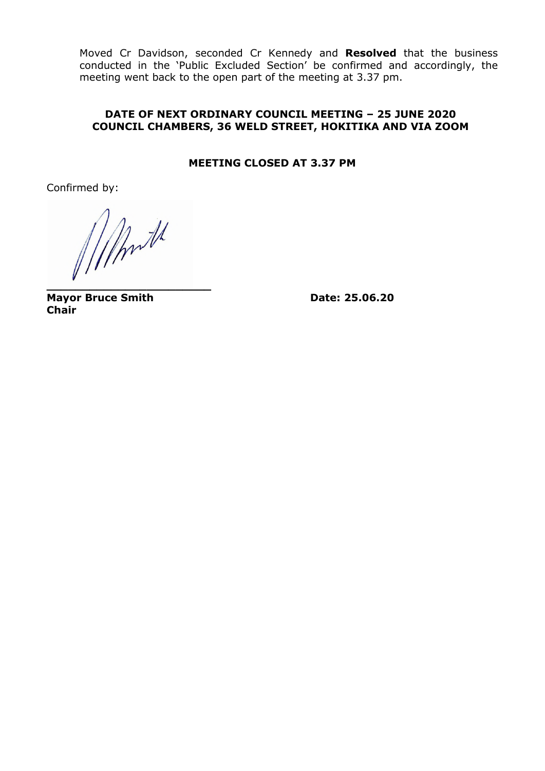Moved Cr Davidson, seconded Cr Kennedy and **Resolved** that the business conducted in the 'Public Excluded Section' be confirmed and accordingly, the meeting went back to the open part of the meeting at 3.37 pm.

**DATE OF NEXT ORDINARY COUNCIL MEETING – 25 JUNE 2020**
**COUNCIL CHAMBERS, 36 WELD STREET, HOKITIKA AND VIA ZOOM**

**MEETING CLOSED AT 3.37 PM**

Confirmed by:

______________________

**Mayor Bruce Smith**
**Chair**

**Date: 25.06.20**